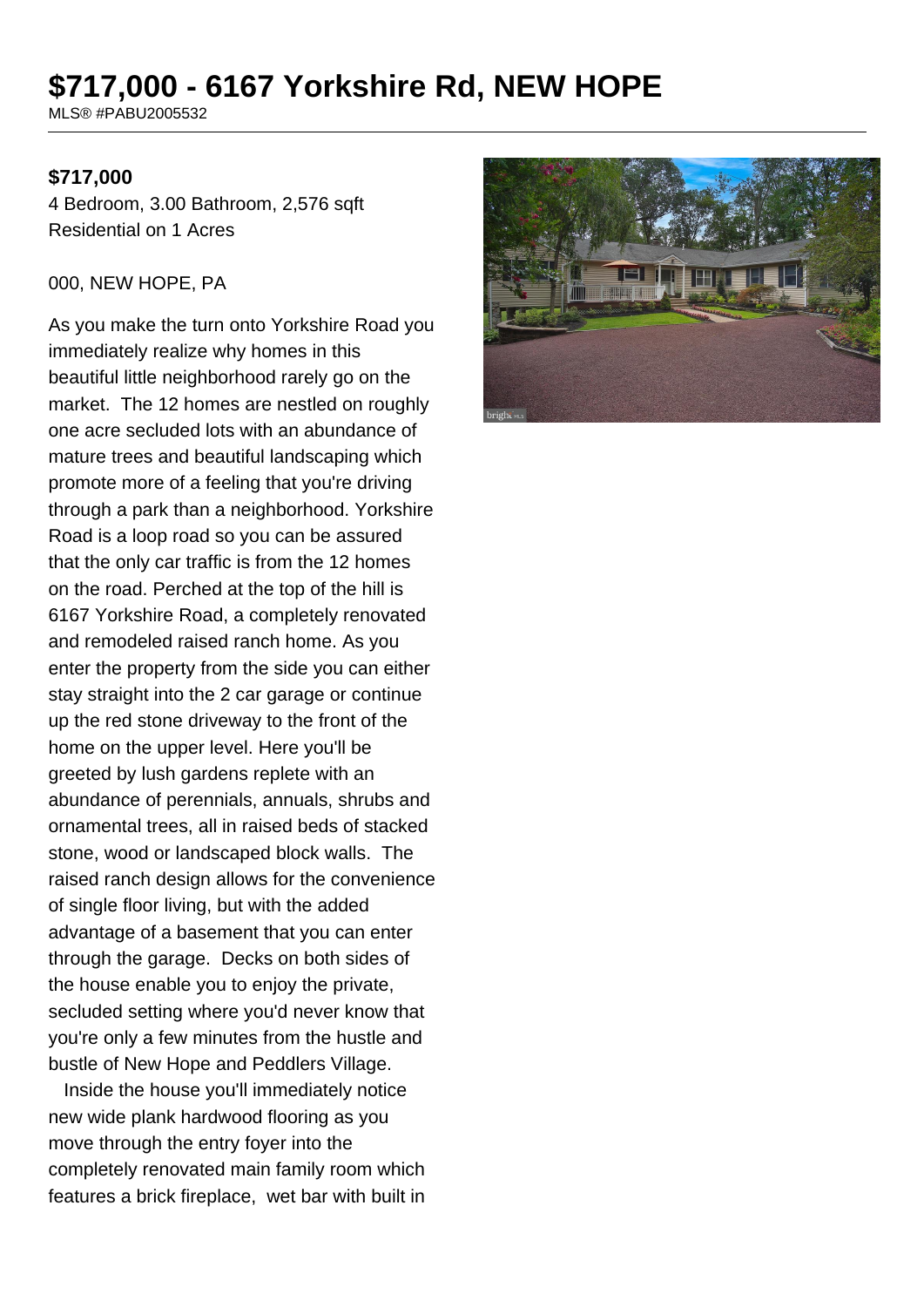# $717,000 - 6167 Yorkshire Rd, NEW HOPE

MLS® #PABU2005532

**$717,000**

4 Bedroom, 3.00 Bathroom, 2,576 sqft
Residential on 1 Acres

000, NEW HOPE, PA

As you make the turn onto Yorkshire Road you immediately realize why homes in this beautiful little neighborhood rarely go on the market. The 12 homes are nestled on roughly one acre secluded lots with an abundance of mature trees and beautiful landscaping which promote more of a feeling that you're driving through a park than a neighborhood. Yorkshire Road is a loop road so you can be assured that the only car traffic is from the 12 homes on the road. Perched at the top of the hill is 6167 Yorkshire Road, a completely renovated and remodeled raised ranch home. As you enter the property from the side you can either stay straight into the 2 car garage or continue up the red stone driveway to the front of the home on the upper level. Here you'll be greeted by lush gardens replete with an abundance of perennials, annuals, shrubs and ornamental trees, all in raised beds of stacked stone, wood or landscaped block walls. The raised ranch design allows for the convenience of single floor living, but with the added advantage of a basement that you can enter through the garage. Decks on both sides of the house enable you to enjoy the private, secluded setting where you'd never know that you're only a few minutes from the hustle and bustle of New Hope and Peddlers Village.

Inside the house you'll immediately notice new wide plank hardwood flooring as you move through the entry foyer into the completely renovated main family room which features a brick fireplace, wet bar with built in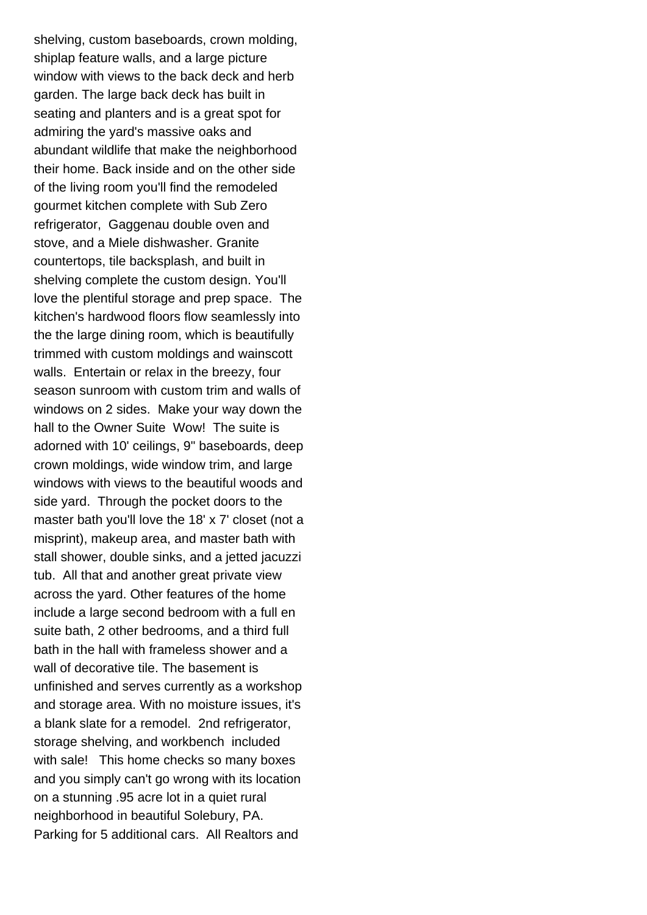shelving, custom baseboards, crown molding, shiplap feature walls, and a large picture window with views to the back deck and herb garden. The large back deck has built in seating and planters and is a great spot for admiring the yard's massive oaks and abundant wildlife that make the neighborhood their home. Back inside and on the other side of the living room you'll find the remodeled gourmet kitchen complete with Sub Zero refrigerator, Gaggenau double oven and stove, and a Miele dishwasher. Granite countertops, tile backsplash, and built in shelving complete the custom design. You'll love the plentiful storage and prep space. The kitchen's hardwood floors flow seamlessly into the the large dining room, which is beautifully trimmed with custom moldings and wainscott walls. Entertain or relax in the breezy, four season sunroom with custom trim and walls of windows on 2 sides. Make your way down the hall to the Owner Suite Wow! The suite is adorned with 10' ceilings, 9" baseboards, deep crown moldings, wide window trim, and large windows with views to the beautiful woods and side yard. Through the pocket doors to the master bath you'll love the 18' x 7' closet (not a misprint), makeup area, and master bath with stall shower, double sinks, and a jetted jacuzzi tub. All that and another great private view across the yard. Other features of the home include a large second bedroom with a full en suite bath, 2 other bedrooms, and a third full bath in the hall with frameless shower and a wall of decorative tile. The basement is unfinished and serves currently as a workshop and storage area. With no moisture issues, it's a blank slate for a remodel. 2nd refrigerator, storage shelving, and workbench included with sale! This home checks so many boxes and you simply can't go wrong with its location on a stunning .95 acre lot in a quiet rural neighborhood in beautiful Solebury, PA. Parking for 5 additional cars. All Realtors and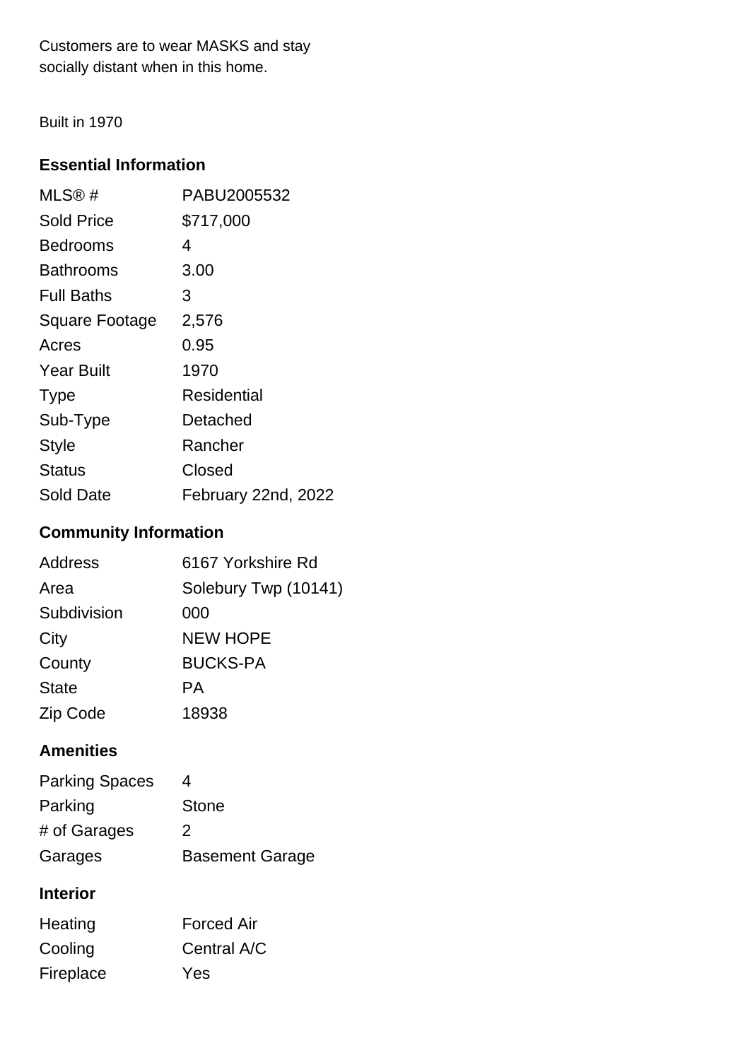Customers are to wear MASKS and stay socially distant when in this home.

Built in 1970

## Essential Information

| | |
|---|---|
| MLS® # | PABU2005532 |
| Sold Price | $717,000 |
| Bedrooms | 4 |
| Bathrooms | 3.00 |
| Full Baths | 3 |
| Square Footage | 2,576 |
| Acres | 0.95 |
| Year Built | 1970 |
| Type | Residential |
| Sub-Type | Detached |
| Style | Rancher |
| Status | Closed |
| Sold Date | February 22nd, 2022 |

## Community Information

| | |
|---|---|
| Address | 6167 Yorkshire Rd |
| Area | Solebury Twp (10141) |
| Subdivision | 000 |
| City | NEW HOPE |
| County | BUCKS-PA |
| State | PA |
| Zip Code | 18938 |

## Amenities

| | |
|---|---|
| Parking Spaces | 4 |
| Parking | Stone |
| # of Garages | 2 |
| Garages | Basement Garage |

## Interior

| | |
|---|---|
| Heating | Forced Air |
| Cooling | Central A/C |
| Fireplace | Yes |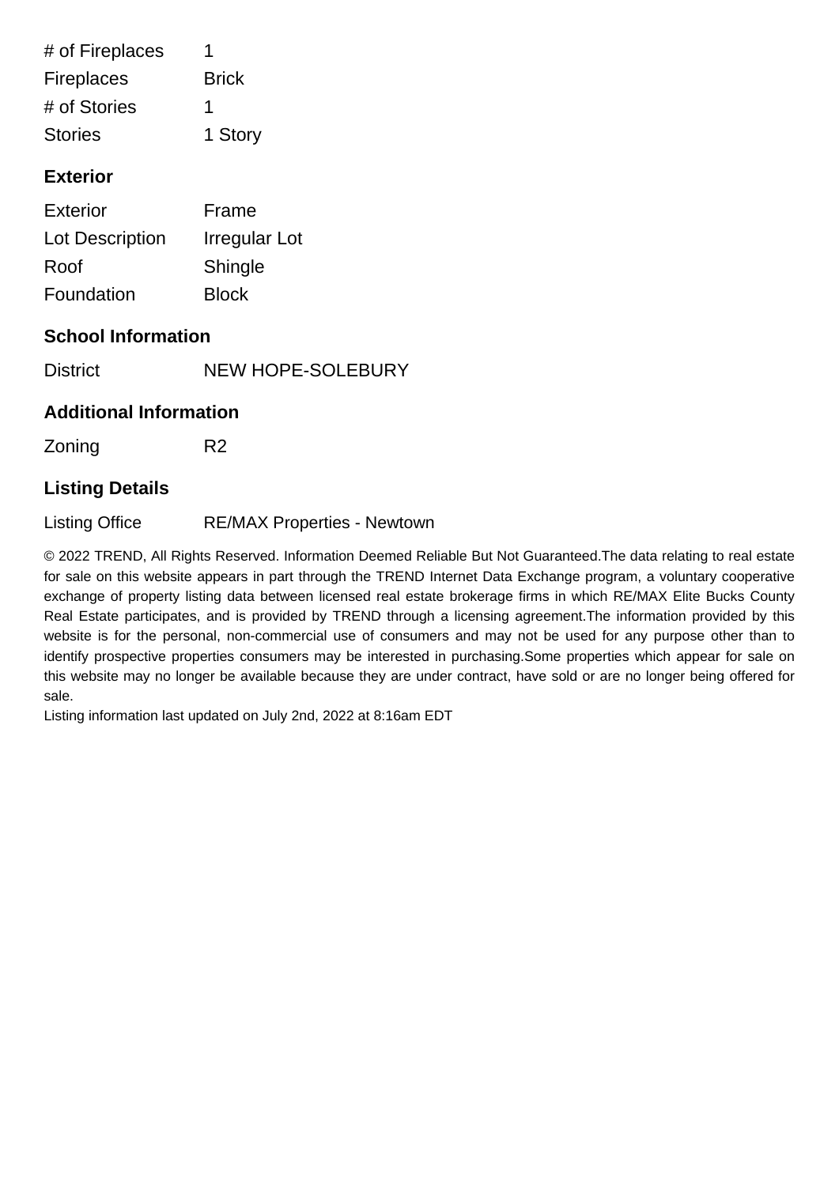| | |
|---|---|
| # of Fireplaces | 1 |
| Fireplaces | Brick |
| # of Stories | 1 |
| Stories | 1 Story |

### Exterior

| | |
|---|---|
| Exterior | Frame |
| Lot Description | Irregular Lot |
| Roof | Shingle |
| Foundation | Block |

### School Information

| | |
|---|---|
| District | NEW HOPE-SOLEBURY |

### Additional Information

| | |
|---|---|
| Zoning | R2 |

### Listing Details

| | |
|---|---|
| Listing Office | RE/MAX Properties - Newtown |

© 2022 TREND, All Rights Reserved. Information Deemed Reliable But Not Guaranteed.The data relating to real estate for sale on this website appears in part through the TREND Internet Data Exchange program, a voluntary cooperative exchange of property listing data between licensed real estate brokerage firms in which RE/MAX Elite Bucks County Real Estate participates, and is provided by TREND through a licensing agreement.The information provided by this website is for the personal, non-commercial use of consumers and may not be used for any purpose other than to identify prospective properties consumers may be interested in purchasing.Some properties which appear for sale on this website may no longer be available because they are under contract, have sold or are no longer being offered for sale.

Listing information last updated on July 2nd, 2022 at 8:16am EDT